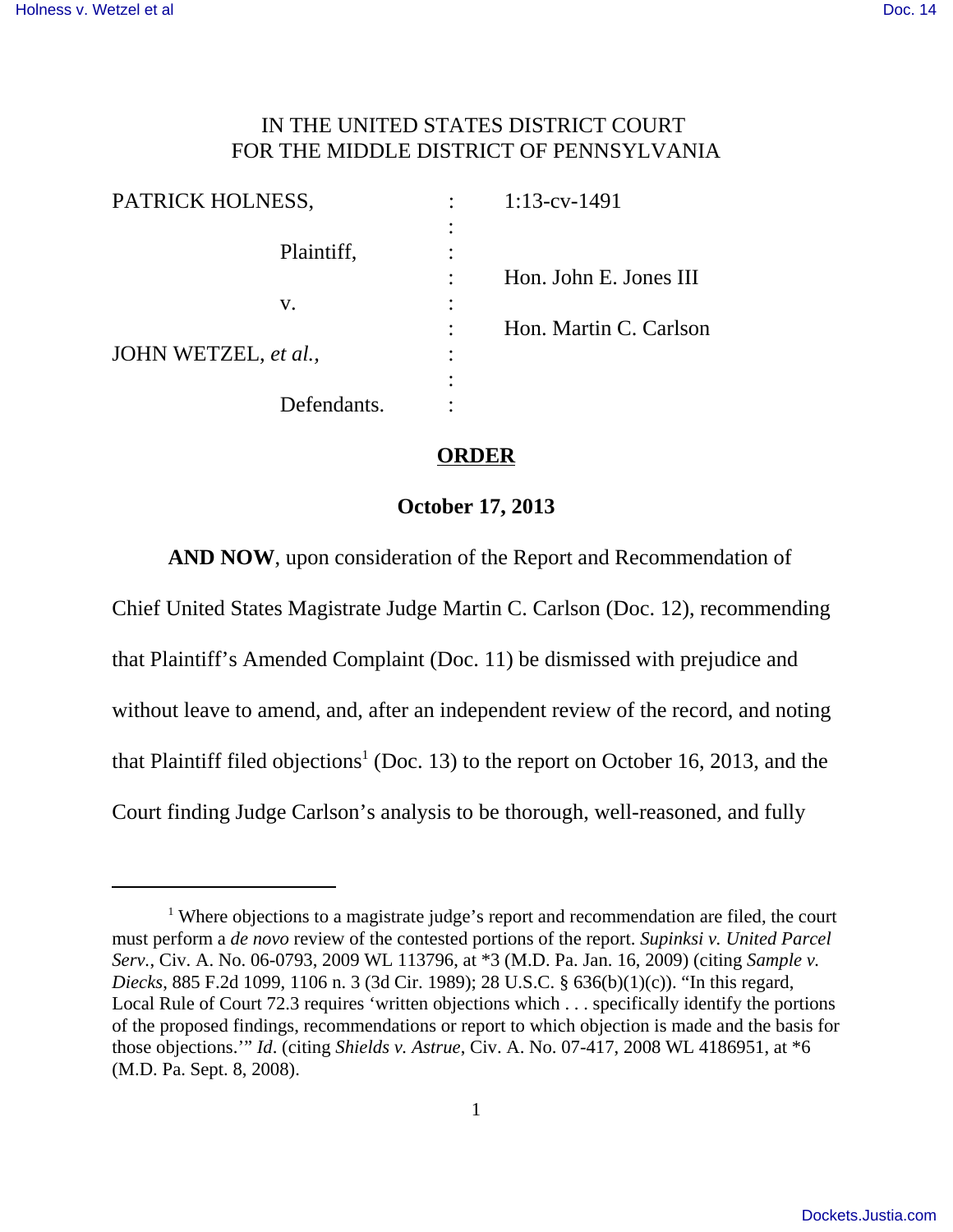IN THE UNITED STATES DISTRICT COURT
FOR THE MIDDLE DISTRICT OF PENNSYLVANIA

| | | |
|---|---|---|
| PATRICK HOLNESS, | : | 1:13-cv-1491 |
| Plaintiff, | : | |
| | : | Hon. John E. Jones III |
| v. | : | |
| | : | Hon. Martin C. Carlson |
| JOHN WETZEL, *et al.*, | : | |
| Defendants. | : | |

## ORDER

**October 17, 2013**

**AND NOW**, upon consideration of the Report and Recommendation of Chief United States Magistrate Judge Martin C. Carlson (Doc. 12), recommending that Plaintiff's Amended Complaint (Doc. 11) be dismissed with prejudice and without leave to amend, and, after an independent review of the record, and noting that Plaintiff filed objections[1] (Doc. 13) to the report on October 16, 2013, and the Court finding Judge Carlson's analysis to be thorough, well-reasoned, and fully

---

[1] Where objections to a magistrate judge's report and recommendation are filed, the court must perform a *de novo* review of the contested portions of the report. *Supinksi v. United Parcel Serv.*, Civ. A. No. 06-0793, 2009 WL 113796, at *3 (M.D. Pa. Jan. 16, 2009) (citing *Sample v. Diecks*, 885 F.2d 1099, 1106 n. 3 (3d Cir. 1989); 28 U.S.C. § 636(b)(1)(c)). "In this regard, Local Rule of Court 72.3 requires 'written objections which . . . specifically identify the portions of the proposed findings, recommendations or report to which objection is made and the basis for those objections.'" *Id*. (citing *Shields v. Astrue*, Civ. A. No. 07-417, 2008 WL 4186951, at *6 (M.D. Pa. Sept. 8, 2008).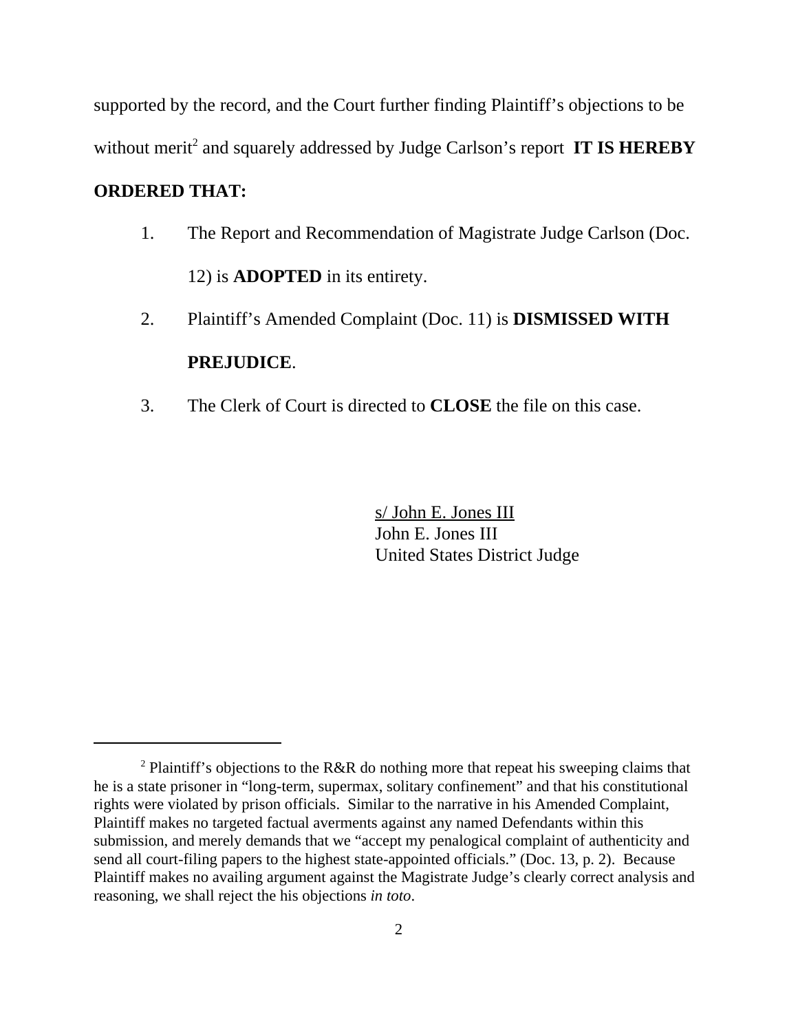supported by the record, and the Court further finding Plaintiff's objections to be without merit[2] and squarely addressed by Judge Carlson's report **IT IS HEREBY ORDERED THAT:**

1. The Report and Recommendation of Magistrate Judge Carlson (Doc. 12) is **ADOPTED** in its entirety.
2. Plaintiff's Amended Complaint (Doc. 11) is **DISMISSED WITH PREJUDICE**.
3. The Clerk of Court is directed to **CLOSE** the file on this case.

s/ John E. Jones III
John E. Jones III
United States District Judge

---

[2] Plaintiff's objections to the R&R do nothing more that repeat his sweeping claims that he is a state prisoner in "long-term, supermax, solitary confinement" and that his constitutional rights were violated by prison officials. Similar to the narrative in his Amended Complaint, Plaintiff makes no targeted factual averments against any named Defendants within this submission, and merely demands that we "accept my penalogical complaint of authenticity and send all court-filing papers to the highest state-appointed officials." (Doc. 13, p. 2). Because Plaintiff makes no availing argument against the Magistrate Judge's clearly correct analysis and reasoning, we shall reject the his objections *in toto*.